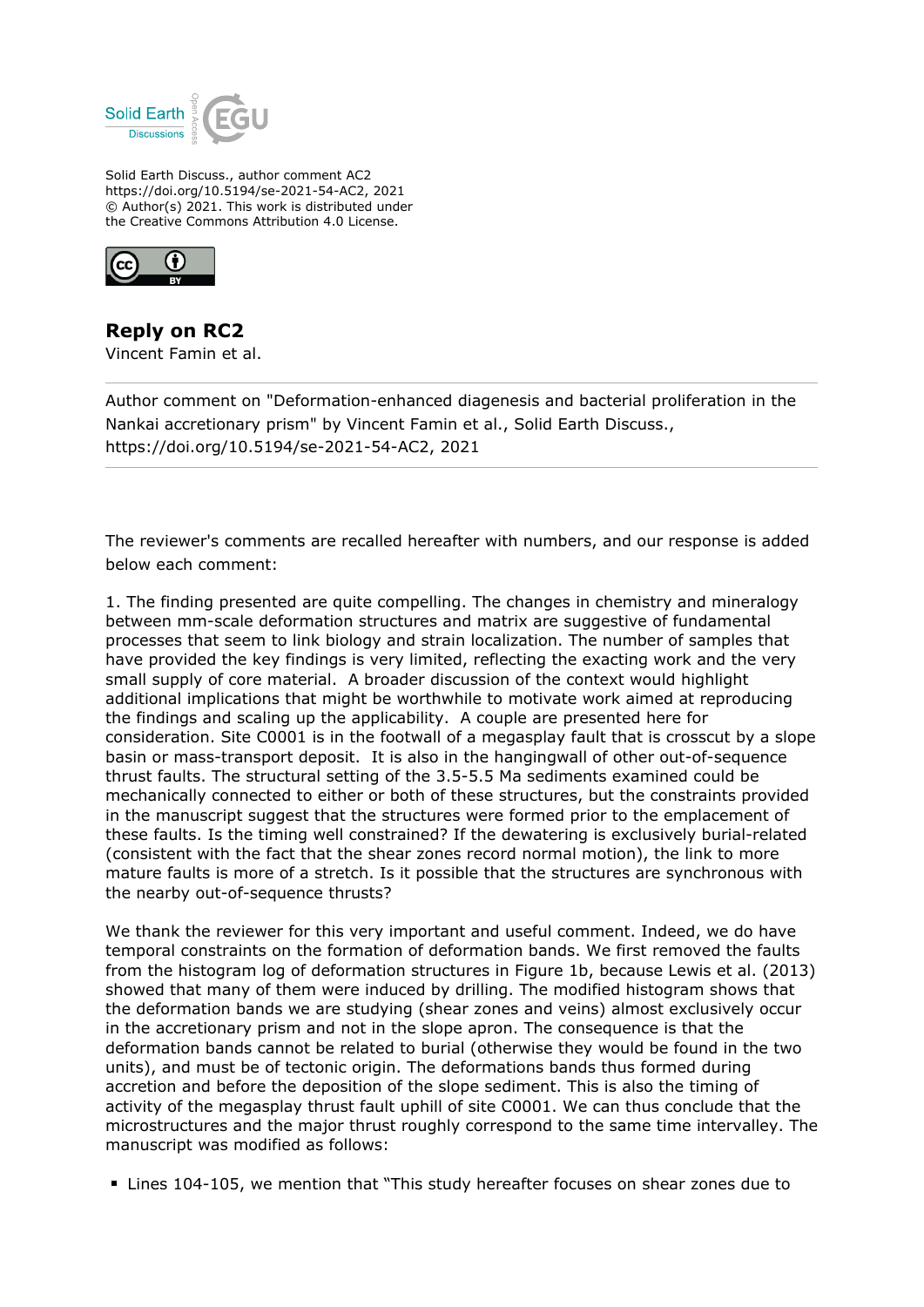Solid Earth Discuss., author comment AC2
https://doi.org/10.5194/se-2021-54-AC2, 2021
© Author(s) 2021. This work is distributed under
the Creative Commons Attribution 4.0 License.

## Reply on RC2

Vincent Famin et al.

---

Author comment on "Deformation-enhanced diagenesis and bacterial proliferation in the Nankai accretionary prism" by Vincent Famin et al., Solid Earth Discuss., https://doi.org/10.5194/se-2021-54-AC2, 2021

---

The reviewer's comments are recalled hereafter with numbers, and our response is added below each comment:

1. The finding presented are quite compelling. The changes in chemistry and mineralogy between mm-scale deformation structures and matrix are suggestive of fundamental processes that seem to link biology and strain localization. The number of samples that have provided the key findings is very limited, reflecting the exacting work and the very small supply of core material. A broader discussion of the context would highlight additional implications that might be worthwhile to motivate work aimed at reproducing the findings and scaling up the applicability. A couple are presented here for consideration. Site C0001 is in the footwall of a megasplay fault that is crosscut by a slope basin or mass-transport deposit. It is also in the hangingwall of other out-of-sequence thrust faults. The structural setting of the 3.5-5.5 Ma sediments examined could be mechanically connected to either or both of these structures, but the constraints provided in the manuscript suggest that the structures were formed prior to the emplacement of these faults. Is the timing well constrained? If the dewatering is exclusively burial-related (consistent with the fact that the shear zones record normal motion), the link to more mature faults is more of a stretch. Is it possible that the structures are synchronous with the nearby out-of-sequence thrusts?

We thank the reviewer for this very important and useful comment. Indeed, we do have temporal constraints on the formation of deformation bands. We first removed the faults from the histogram log of deformation structures in Figure 1b, because Lewis et al. (2013) showed that many of them were induced by drilling. The modified histogram shows that the deformation bands we are studying (shear zones and veins) almost exclusively occur in the accretionary prism and not in the slope apron. The consequence is that the deformation bands cannot be related to burial (otherwise they would be found in the two units), and must be of tectonic origin. The deformations bands thus formed during accretion and before the deposition of the slope sediment. This is also the timing of activity of the megasplay thrust fault uphill of site C0001. We can thus conclude that the microstructures and the major thrust roughly correspond to the same time intervalley. The manuscript was modified as follows:

- Lines 104-105, we mention that "This study hereafter focuses on shear zones due to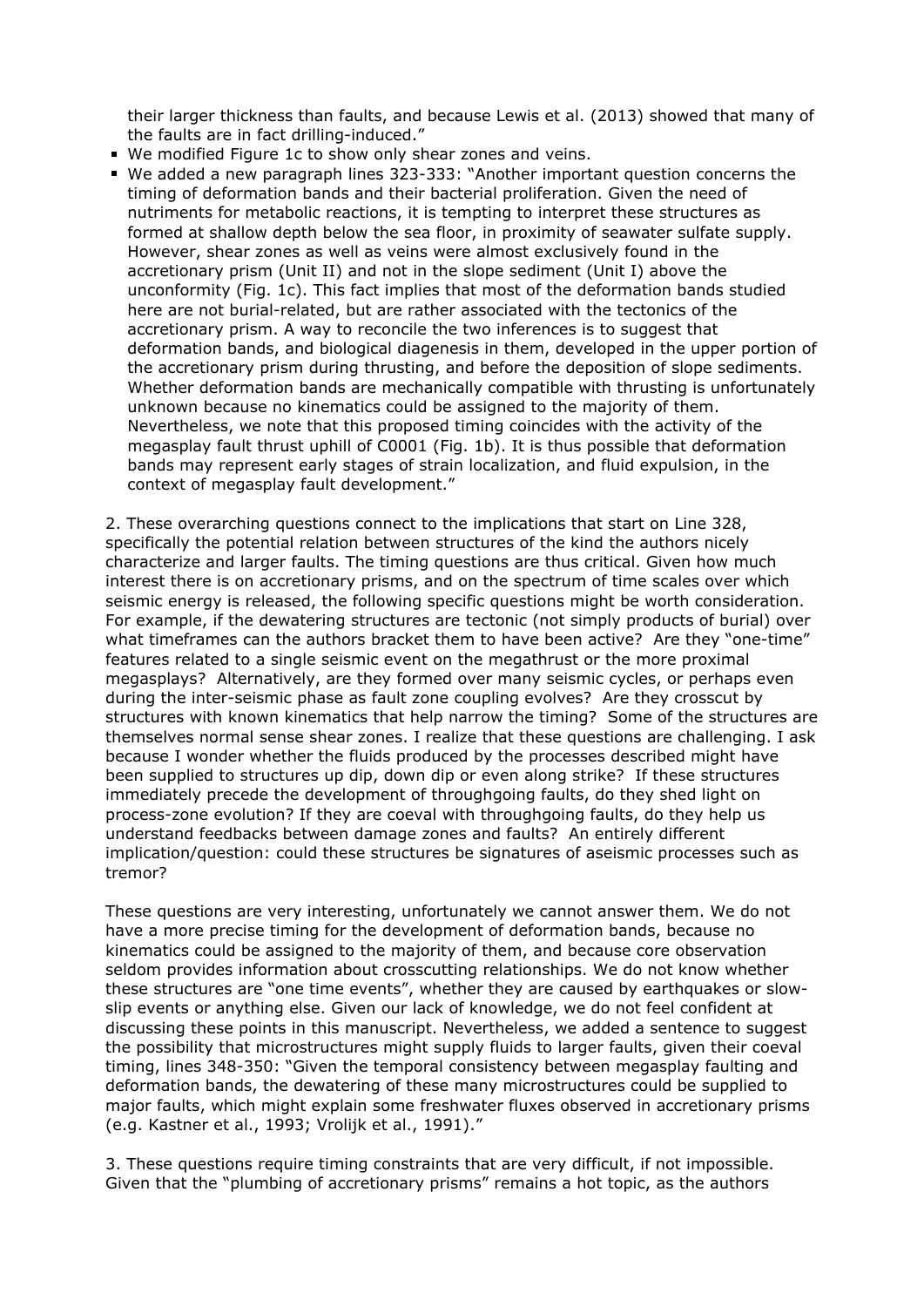their larger thickness than faults, and because Lewis et al. (2013) showed that many of the faults are in fact drilling-induced."

- We modified Figure 1c to show only shear zones and veins.
- We added a new paragraph lines 323-333: "Another important question concerns the timing of deformation bands and their bacterial proliferation. Given the need of nutriments for metabolic reactions, it is tempting to interpret these structures as formed at shallow depth below the sea floor, in proximity of seawater sulfate supply. However, shear zones as well as veins were almost exclusively found in the accretionary prism (Unit II) and not in the slope sediment (Unit I) above the unconformity (Fig. 1c). This fact implies that most of the deformation bands studied here are not burial-related, but are rather associated with the tectonics of the accretionary prism. A way to reconcile the two inferences is to suggest that deformation bands, and biological diagenesis in them, developed in the upper portion of the accretionary prism during thrusting, and before the deposition of slope sediments. Whether deformation bands are mechanically compatible with thrusting is unfortunately unknown because no kinematics could be assigned to the majority of them. Nevertheless, we note that this proposed timing coincides with the activity of the megasplay fault thrust uphill of C0001 (Fig. 1b). It is thus possible that deformation bands may represent early stages of strain localization, and fluid expulsion, in the context of megasplay fault development."

2. These overarching questions connect to the implications that start on Line 328, specifically the potential relation between structures of the kind the authors nicely characterize and larger faults. The timing questions are thus critical. Given how much interest there is on accretionary prisms, and on the spectrum of time scales over which seismic energy is released, the following specific questions might be worth consideration. For example, if the dewatering structures are tectonic (not simply products of burial) over what timeframes can the authors bracket them to have been active? Are they "one-time" features related to a single seismic event on the megathrust or the more proximal megasplays? Alternatively, are they formed over many seismic cycles, or perhaps even during the inter-seismic phase as fault zone coupling evolves? Are they crosscut by structures with known kinematics that help narrow the timing? Some of the structures are themselves normal sense shear zones. I realize that these questions are challenging. I ask because I wonder whether the fluids produced by the processes described might have been supplied to structures up dip, down dip or even along strike? If these structures immediately precede the development of throughgoing faults, do they shed light on process-zone evolution? If they are coeval with throughgoing faults, do they help us understand feedbacks between damage zones and faults? An entirely different implication/question: could these structures be signatures of aseismic processes such as tremor?

These questions are very interesting, unfortunately we cannot answer them. We do not have a more precise timing for the development of deformation bands, because no kinematics could be assigned to the majority of them, and because core observation seldom provides information about crosscutting relationships. We do not know whether these structures are "one time events", whether they are caused by earthquakes or slow-slip events or anything else. Given our lack of knowledge, we do not feel confident at discussing these points in this manuscript. Nevertheless, we added a sentence to suggest the possibility that microstructures might supply fluids to larger faults, given their coeval timing, lines 348-350: "Given the temporal consistency between megasplay faulting and deformation bands, the dewatering of these many microstructures could be supplied to major faults, which might explain some freshwater fluxes observed in accretionary prisms (e.g. Kastner et al., 1993; Vrolijk et al., 1991)."

3. These questions require timing constraints that are very difficult, if not impossible. Given that the "plumbing of accretionary prisms" remains a hot topic, as the authors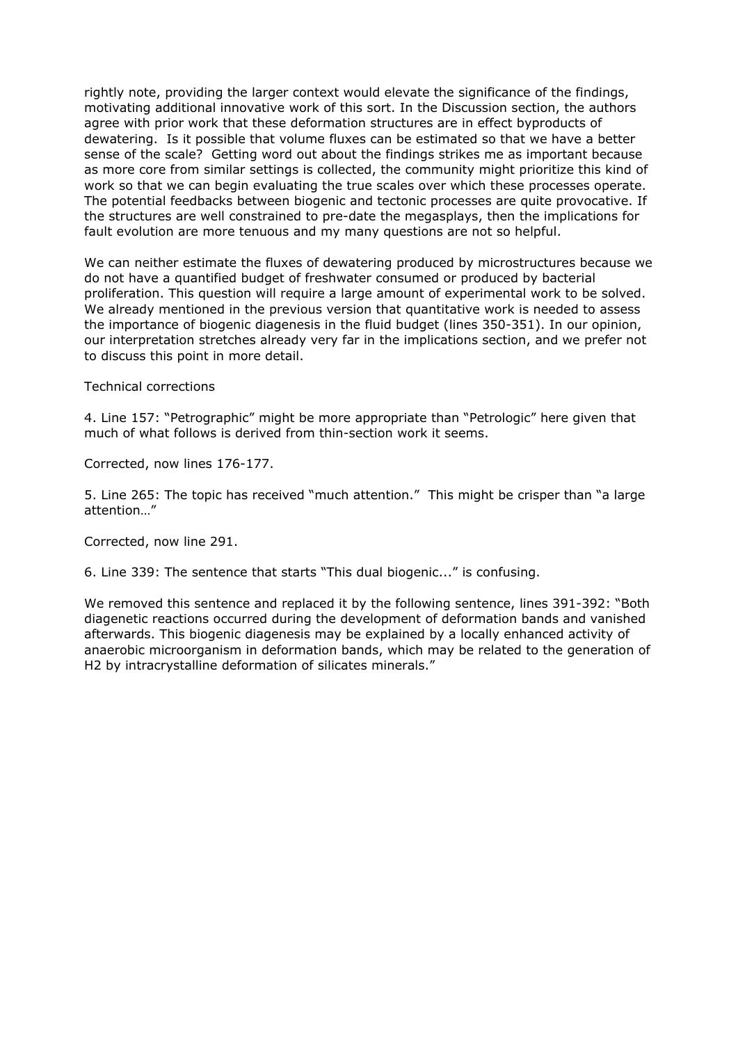rightly note, providing the larger context would elevate the significance of the findings, motivating additional innovative work of this sort. In the Discussion section, the authors agree with prior work that these deformation structures are in effect byproducts of dewatering.  Is it possible that volume fluxes can be estimated so that we have a better sense of the scale?  Getting word out about the findings strikes me as important because as more core from similar settings is collected, the community might prioritize this kind of work so that we can begin evaluating the true scales over which these processes operate. The potential feedbacks between biogenic and tectonic processes are quite provocative. If the structures are well constrained to pre-date the megasplays, then the implications for fault evolution are more tenuous and my many questions are not so helpful.

We can neither estimate the fluxes of dewatering produced by microstructures because we do not have a quantified budget of freshwater consumed or produced by bacterial proliferation. This question will require a large amount of experimental work to be solved. We already mentioned in the previous version that quantitative work is needed to assess the importance of biogenic diagenesis in the fluid budget (lines 350-351). In our opinion, our interpretation stretches already very far in the implications section, and we prefer not to discuss this point in more detail.

Technical corrections

4. Line 157: "Petrographic" might be more appropriate than "Petrologic" here given that much of what follows is derived from thin-section work it seems.

Corrected, now lines 176-177.

5. Line 265: The topic has received "much attention."  This might be crisper than "a large attention…"

Corrected, now line 291.

6. Line 339: The sentence that starts "This dual biogenic..." is confusing.

We removed this sentence and replaced it by the following sentence, lines 391-392: "Both diagenetic reactions occurred during the development of deformation bands and vanished afterwards. This biogenic diagenesis may be explained by a locally enhanced activity of anaerobic microorganism in deformation bands, which may be related to the generation of $H_2$ by intracrystalline deformation of silicates minerals."